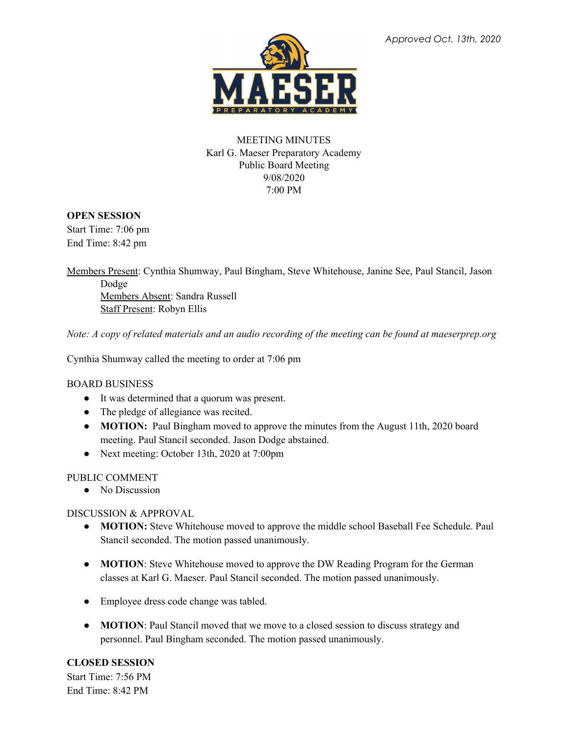*Approved Oct. 13th, 2020*

MEETING MINUTES
Karl G. Maeser Preparatory Academy
Public Board Meeting
9/08/2020
7:00 PM

**OPEN SESSION**
Start Time: 7:06 pm
End Time: 8:42 pm

Members Present: Cynthia Shumway, Paul Bingham, Steve Whitehouse, Janine See, Paul Stancil, Jason Dodge
Members Absent: Sandra Russell
Staff Present: Robyn Ellis

*Note: A copy of related materials and an audio recording of the meeting can be found at maeserprep.org*

Cynthia Shumway called the meeting to order at 7:06 pm

BOARD BUSINESS

- It was determined that a quorum was present.
- The pledge of allegiance was recited.
- **MOTION:** Paul Bingham moved to approve the minutes from the August 11th, 2020 board meeting. Paul Stancil seconded. Jason Dodge abstained.
- Next meeting: October 13th, 2020 at 7:00pm

PUBLIC COMMENT

- No Discussion

DISCUSSION & APPROVAL

- **MOTION:** Steve Whitehouse moved to approve the middle school Baseball Fee Schedule. Paul Stancil seconded. The motion passed unanimously.
- **MOTION**: Steve Whitehouse moved to approve the DW Reading Program for the German classes at Karl G. Maeser. Paul Stancil seconded. The motion passed unanimously.
- Employee dress code change was tabled.
- **MOTION**: Paul Stancil moved that we move to a closed session to discuss strategy and personnel. Paul Bingham seconded. The motion passed unanimously.

**CLOSED SESSION**
Start Time: 7:56 PM
End Time: 8:42 PM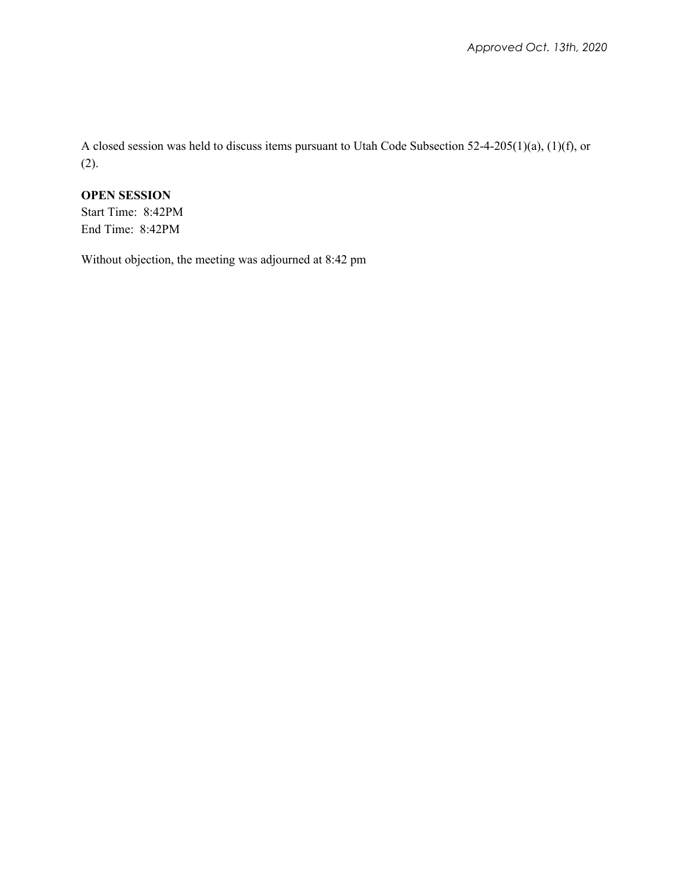*Approved Oct. 13th, 2020*

A closed session was held to discuss items pursuant to Utah Code Subsection 52-4-205(1)(a), (1)(f), or (2).

**OPEN SESSION**
Start Time: 8:42PM
End Time: 8:42PM

Without objection, the meeting was adjourned at 8:42 pm